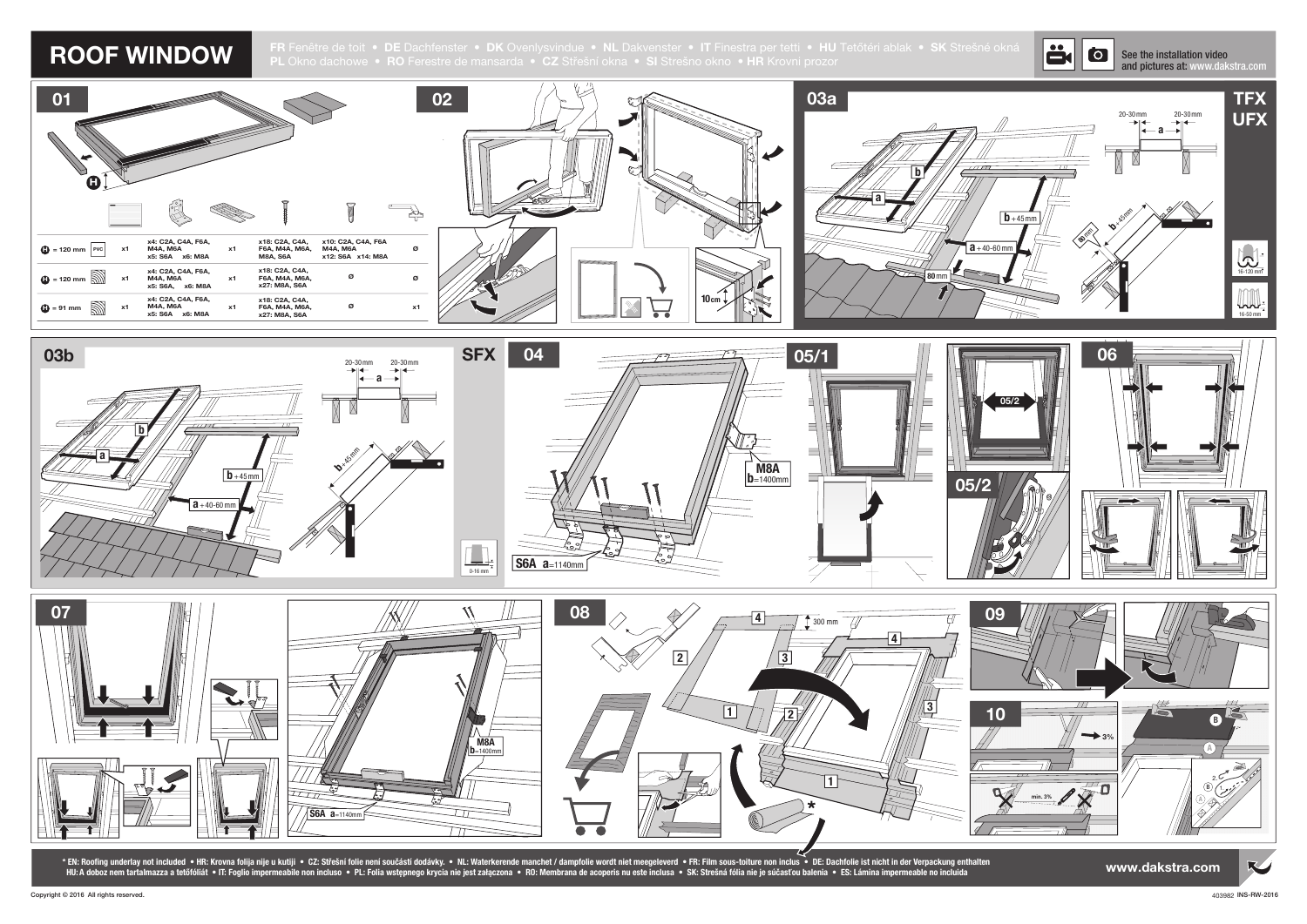# ROOF WINDOW

FR Fenêtre de toit • DE Dachfenster • DK Ovenlysvindue • NL Dakvenster • IT Finestra per tetti • HU Tetőtéri ablak • SK Strešné okná • PL Okno dachowe • RO Ferestre de mansarda • CZ Střešní okna • SI Strešno okno • HR Krovni prozor

See the installation video and pictures at: www.dakstra.com

## 01

| H | | | | | | | | |
|---|---|---|---|---|---|---|---|---|
| H = 120 mm | PVC | x1 | x4: C2A, C4A, F6A, M4A, M6A x5: S6A x6: M8A | x1 | x18: C2A, C4A, F6A, M4A, M6A, M8A, S6A | x10: C2A, C4A, F6A M4A, M6A x12: S6A x14: M8A | Ø |
| H = 120 mm | | x1 | x4: C2A, C4A, F6A, M4A, M6A x5: S6A, x6: M8A | x1 | x18: C2A, C4A, F6A, M4A, M6A, x27: M8A, S6A | Ø | Ø |
| H = 91 mm | | x1 | x4: C2A, C4A, F6A, M4A, M6A x5: S6A x6: M8A | x1 | x18: C2A, C4A, F6A, M4A, M6A, x27: M8A, S6A | Ø | x1 |

## 02

10cm

## 03a

TFX UFX

20-30mm a 20-30mm

b, a, b+45mm, a+40-60mm, 80mm, b+45mm, 80mm

16-120 mm, 16-50 mm

## 03b

SFX

20-30mm a 20-30mm

b, a, b+45mm, a+40-60mm, b+45mm

0-18 mm

## 04

M8A b=1400mm

S6A a=1140mm

## 05/1

05/2

## 05/2

## 06

## 07

M8A b=1400mm

S6A a=1140mm

## 08

4, 300 mm, 2, 3, 1, 2, 4, 3, 1, *

## 09

## 10

3%, min. 3%, A, B, 2.

\* EN: Roofing underlay not included • HR: Krovna folija nije u kutiji • CZ: Střešní folie není součástí dodávky. • NL: Waterkerende manchet / dampfolie wordt niet meegeleverd • FR: Film sous-toiture non inclus • DE: Dachfolie ist nicht in der Verpackung enthalten HU: A doboz nem tartalmazza a tetőfóliát • IT: Foglio impermeabile non incluso • PL: Folia wstępnego krycia nie jest załączona • RO: Membrana de acoperis nu este inclusa • SK: Strešná fólia nie je súčasťou balenia • ES: Lámina impermeable no incluida

www.dakstra.com

Copyright © 2016 All rights reserved.

403982 INS-RW-2016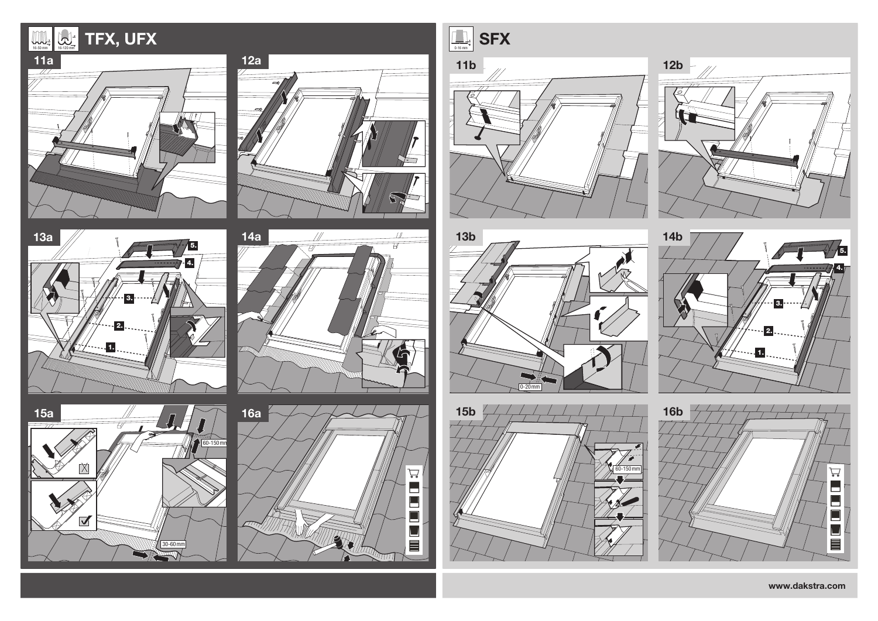## TFX, UFX

16-50 mm
16-120 mm

11a

12a

13a

1.
2.
3.
4.
5.

14a

15a

60-150 mm

30-60 mm

16a

## SFX

0-16 mm

11b

12b

13b

0-20 mm

14b

1.
2.
3.
4.
5.

15b

60-150 mm

16b

www.dakstra.com